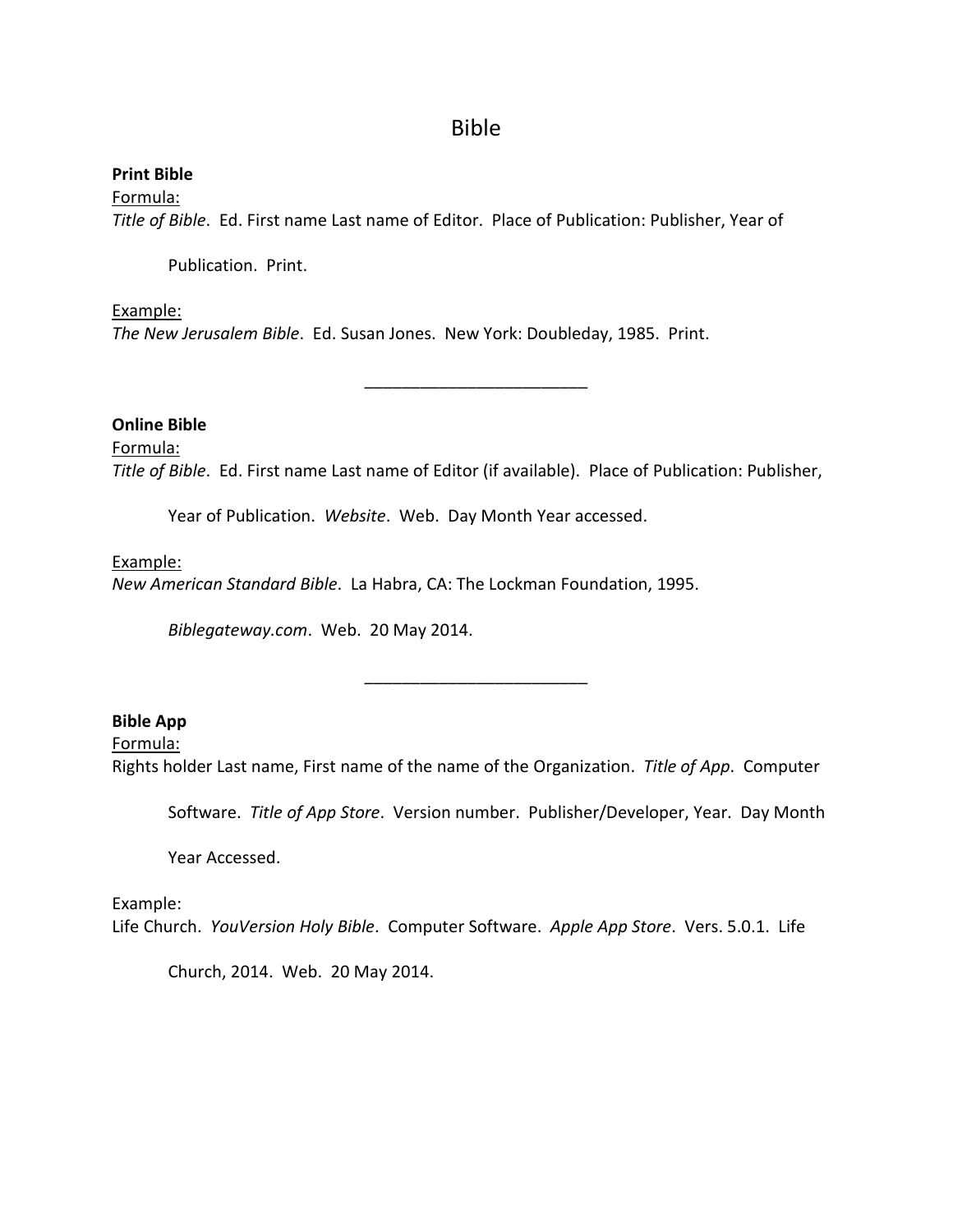# Bible

**Print Bible**

Formula:

*Title of Bible*. Ed. First name Last name of Editor. Place of Publication: Publisher, Year of Publication. Print.

Example:

*The New Jerusalem Bible*. Ed. Susan Jones. New York: Doubleday, 1985. Print.

________________________

**Online Bible**

Formula:

*Title of Bible*. Ed. First name Last name of Editor (if available). Place of Publication: Publisher, Year of Publication. *Website*. Web. Day Month Year accessed.

Example:

*New American Standard Bible*. La Habra, CA: The Lockman Foundation, 1995. *Biblegateway.com*. Web. 20 May 2014.

________________________

**Bible App**

Formula:

Rights holder Last name, First name of the name of the Organization. *Title of App*. Computer Software. *Title of App Store*. Version number. Publisher/Developer, Year. Day Month Year Accessed.

Example:

Life Church. *YouVersion Holy Bible*. Computer Software. *Apple App Store*. Vers. 5.0.1. Life Church, 2014. Web. 20 May 2014.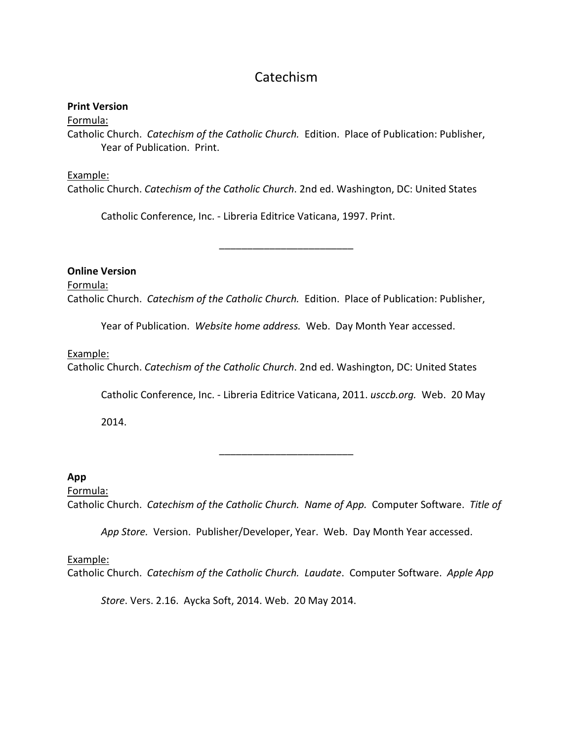# Catechism

**Print Version**

Formula:

Catholic Church. *Catechism of the Catholic Church.* Edition. Place of Publication: Publisher, Year of Publication. Print.

Example:

Catholic Church. *Catechism of the Catholic Church*. 2nd ed. Washington, DC: United States Catholic Conference, Inc. - Libreria Editrice Vaticana, 1997. Print.

________________________

**Online Version**

Formula:

Catholic Church. *Catechism of the Catholic Church.* Edition. Place of Publication: Publisher, Year of Publication. *Website home address.* Web. Day Month Year accessed.

Example:

Catholic Church. *Catechism of the Catholic Church*. 2nd ed. Washington, DC: United States Catholic Conference, Inc. - Libreria Editrice Vaticana, 2011. *usccb.org.* Web. 20 May 2014.

________________________

**App**

Formula:

Catholic Church. *Catechism of the Catholic Church. Name of App.* Computer Software. *Title of App Store.* Version. Publisher/Developer, Year. Web. Day Month Year accessed.

Example:

Catholic Church. *Catechism of the Catholic Church. Laudate*. Computer Software. *Apple App Store*. Vers. 2.16. Aycka Soft, 2014. Web. 20 May 2014.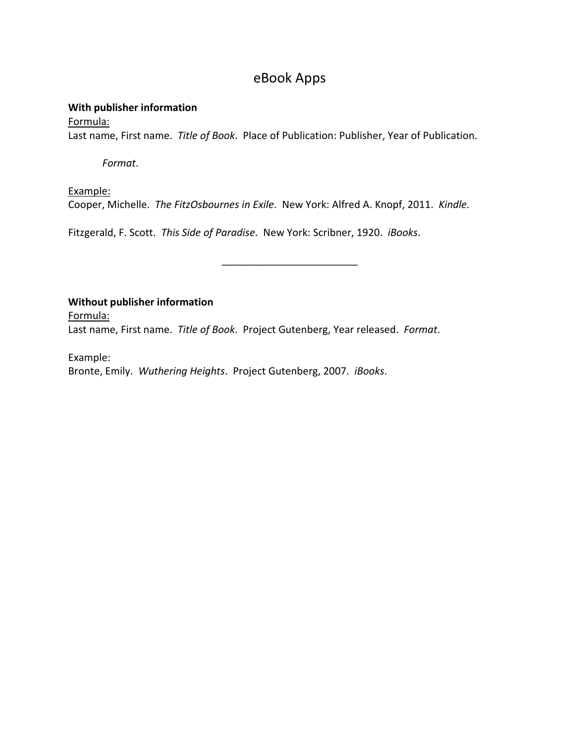# eBook Apps

**With publisher information**

Formula:

Last name, First name. *Title of Book*. Place of Publication: Publisher, Year of Publication.

*Format*.

Example:

Cooper, Michelle. *The FitzOsbournes in Exile*. New York: Alfred A. Knopf, 2011. *Kindle.*

Fitzgerald, F. Scott. *This Side of Paradise*. New York: Scribner, 1920. *iBooks*.

---

**Without publisher information**

Formula:

Last name, First name. *Title of Book*. Project Gutenberg, Year released. *Format*.

Example:

Bronte, Emily. *Wuthering Heights*. Project Gutenberg, 2007. *iBooks*.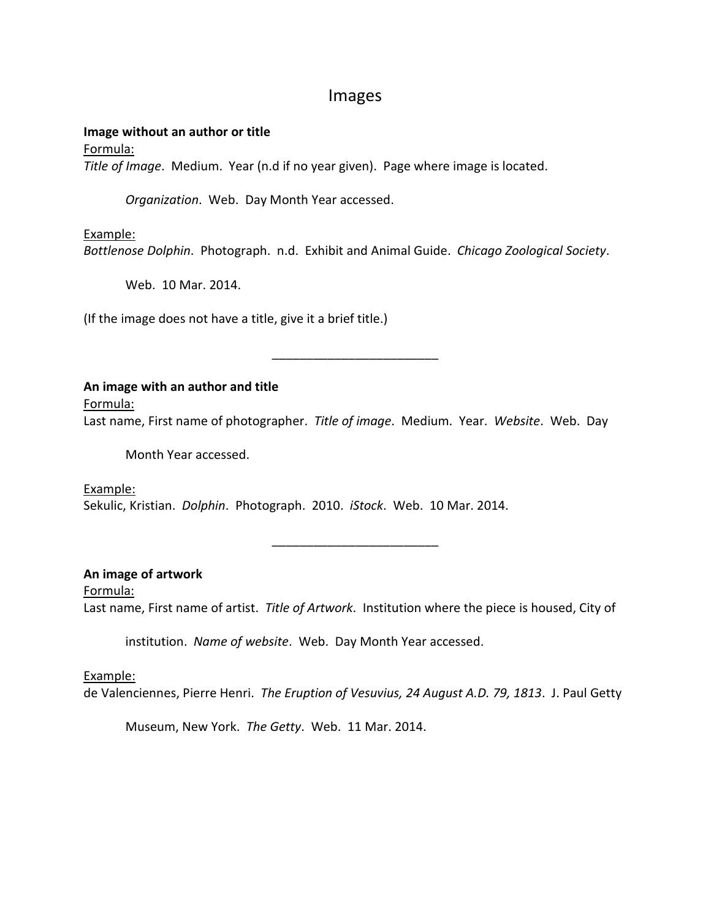# Images

**Image without an author or title**

Formula:

*Title of Image*. Medium. Year (n.d if no year given). Page where image is located. *Organization*. Web. Day Month Year accessed.

Example:

*Bottlenose Dolphin*. Photograph. n.d. Exhibit and Animal Guide. *Chicago Zoological Society*. Web. 10 Mar. 2014.

(If the image does not have a title, give it a brief title.)

---

**An image with an author and title**

Formula:

Last name, First name of photographer. *Title of image*. Medium. Year. *Website*. Web. Day Month Year accessed.

Example:

Sekulic, Kristian. *Dolphin*. Photograph. 2010. *iStock*. Web. 10 Mar. 2014.

---

**An image of artwork**

Formula:

Last name, First name of artist. *Title of Artwork*. Institution where the piece is housed, City of institution. *Name of website*. Web. Day Month Year accessed.

Example:

de Valenciennes, Pierre Henri. *The Eruption of Vesuvius, 24 August A.D. 79, 1813*. J. Paul Getty Museum, New York. *The Getty*. Web. 11 Mar. 2014.